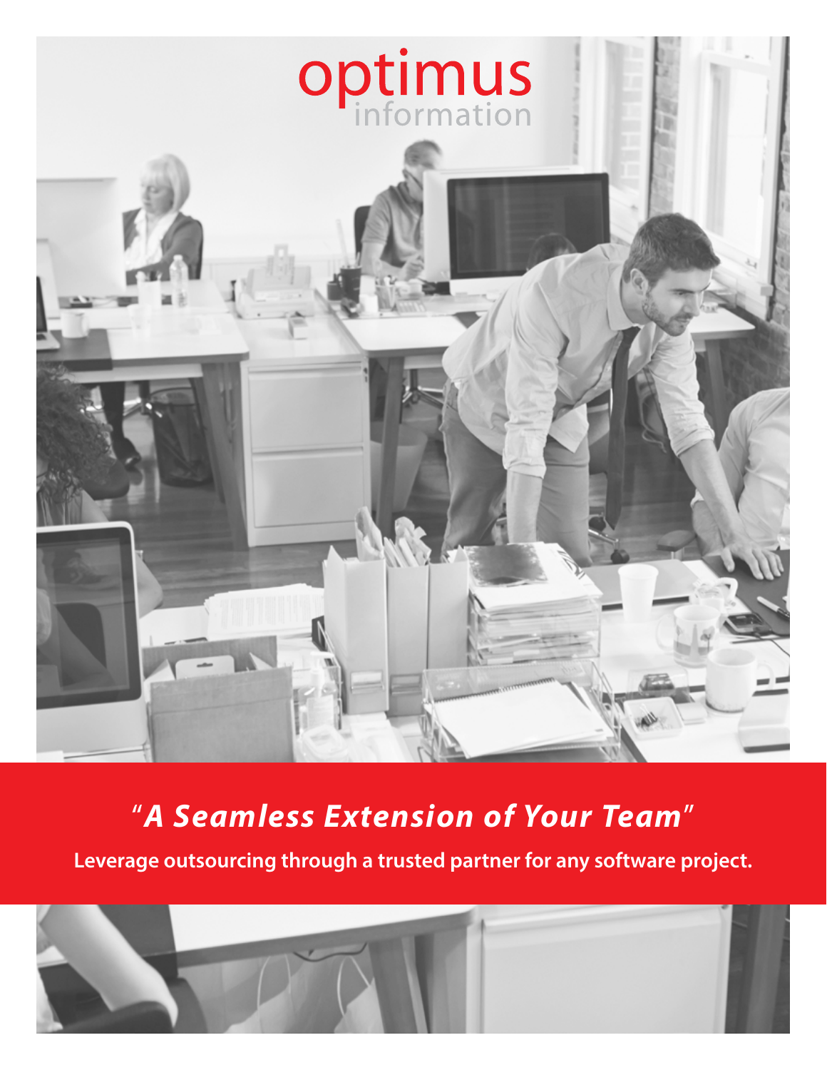optimus
information

## *"A Seamless Extension of Your Team"*

**Leverage outsourcing through a trusted partner for any software project.**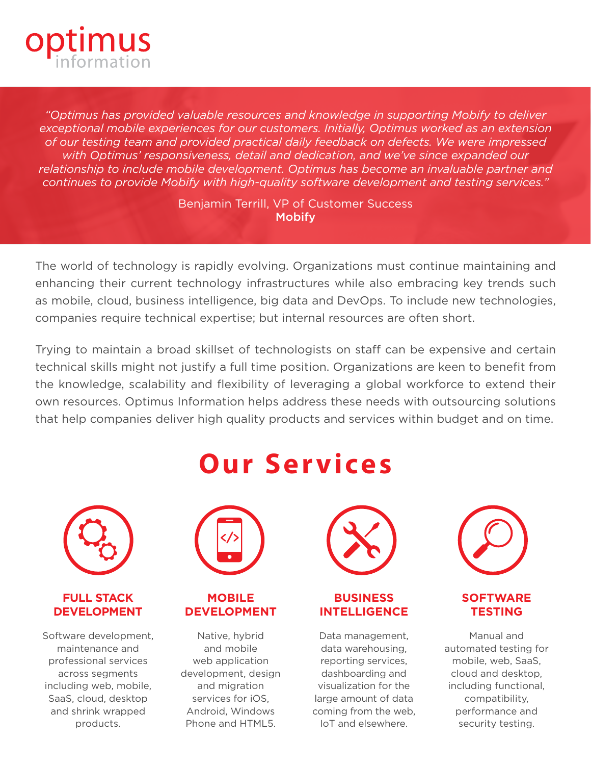optimus information

*"Optimus has provided valuable resources and knowledge in supporting Mobify to deliver exceptional mobile experiences for our customers. Initially, Optimus worked as an extension of our testing team and provided practical daily feedback on defects. We were impressed with Optimus' responsiveness, detail and dedication, and we've since expanded our relationship to include mobile development. Optimus has become an invaluable partner and continues to provide Mobify with high-quality software development and testing services."*

Benjamin Terrill, VP of Customer Success
**Mobify**

The world of technology is rapidly evolving. Organizations must continue maintaining and enhancing their current technology infrastructures while also embracing key trends such as mobile, cloud, business intelligence, big data and DevOps. To include new technologies, companies require technical expertise; but internal resources are often short.

Trying to maintain a broad skillset of technologists on staff can be expensive and certain technical skills might not justify a full time position. Organizations are keen to benefit from the knowledge, scalability and flexibility of leveraging a global workforce to extend their own resources. Optimus Information helps address these needs with outsourcing solutions that help companies deliver high quality products and services within budget and on time.

# Our Services

### FULL STACK DEVELOPMENT

Software development, maintenance and professional services across segments including web, mobile, SaaS, cloud, desktop and shrink wrapped products.

### MOBILE DEVELOPMENT

Native, hybrid and mobile web application development, design and migration services for iOS, Android, Windows Phone and HTML5.

### BUSINESS INTELLIGENCE

Data management, data warehousing, reporting services, dashboarding and visualization for the large amount of data coming from the web, IoT and elsewhere.

### SOFTWARE TESTING

Manual and automated testing for mobile, web, SaaS, cloud and desktop, including functional, compatibility, performance and security testing.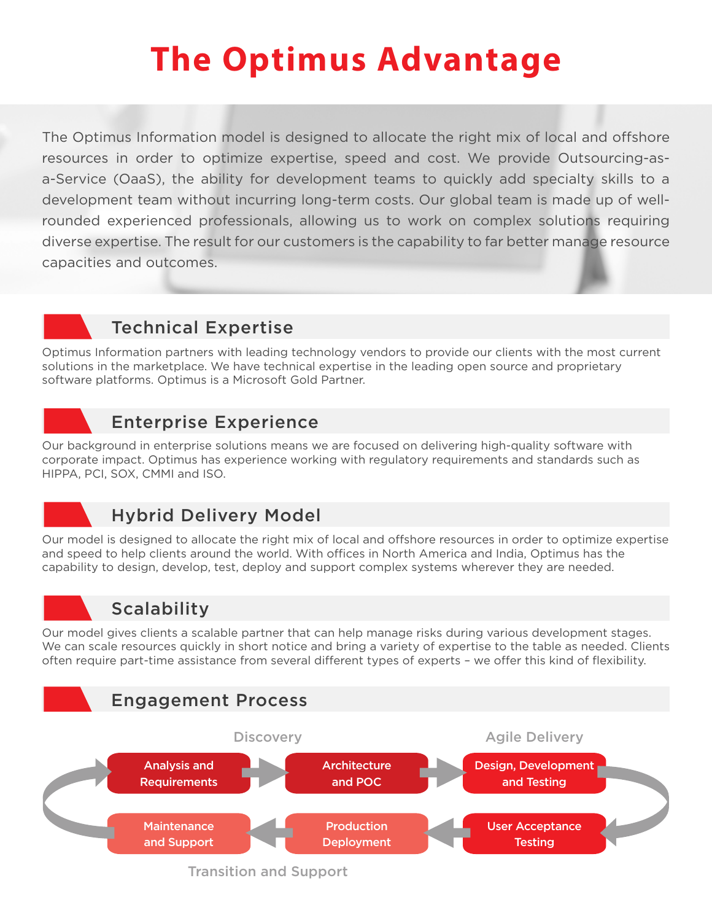# The Optimus Advantage

The Optimus Information model is designed to allocate the right mix of local and offshore resources in order to optimize expertise, speed and cost. We provide Outsourcing-as-a-Service (OaaS), the ability for development teams to quickly add specialty skills to a development team without incurring long-term costs. Our global team is made up of well-rounded experienced professionals, allowing us to work on complex solutions requiring diverse expertise. The result for our customers is the capability to far better manage resource capacities and outcomes.

## Technical Expertise

Optimus Information partners with leading technology vendors to provide our clients with the most current solutions in the marketplace. We have technical expertise in the leading open source and proprietary software platforms. Optimus is a Microsoft Gold Partner.

## Enterprise Experience

Our background in enterprise solutions means we are focused on delivering high-quality software with corporate impact. Optimus has experience working with regulatory requirements and standards such as HIPPA, PCI, SOX, CMMI and ISO.

## Hybrid Delivery Model

Our model is designed to allocate the right mix of local and offshore resources in order to optimize expertise and speed to help clients around the world. With offices in North America and India, Optimus has the capability to design, develop, test, deploy and support complex systems wherever they are needed.

## Scalability

Our model gives clients a scalable partner that can help manage risks during various development stages. We can scale resources quickly in short notice and bring a variety of expertise to the table as needed. Clients often require part-time assistance from several different types of experts – we offer this kind of flexibility.

## Engagement Process

**Discovery**
- Analysis and Requirements
- Architecture and POC

**Agile Delivery**
- Design, Development and Testing
- User Acceptance Testing

**Transition and Support**
- Production Deployment
- Maintenance and Support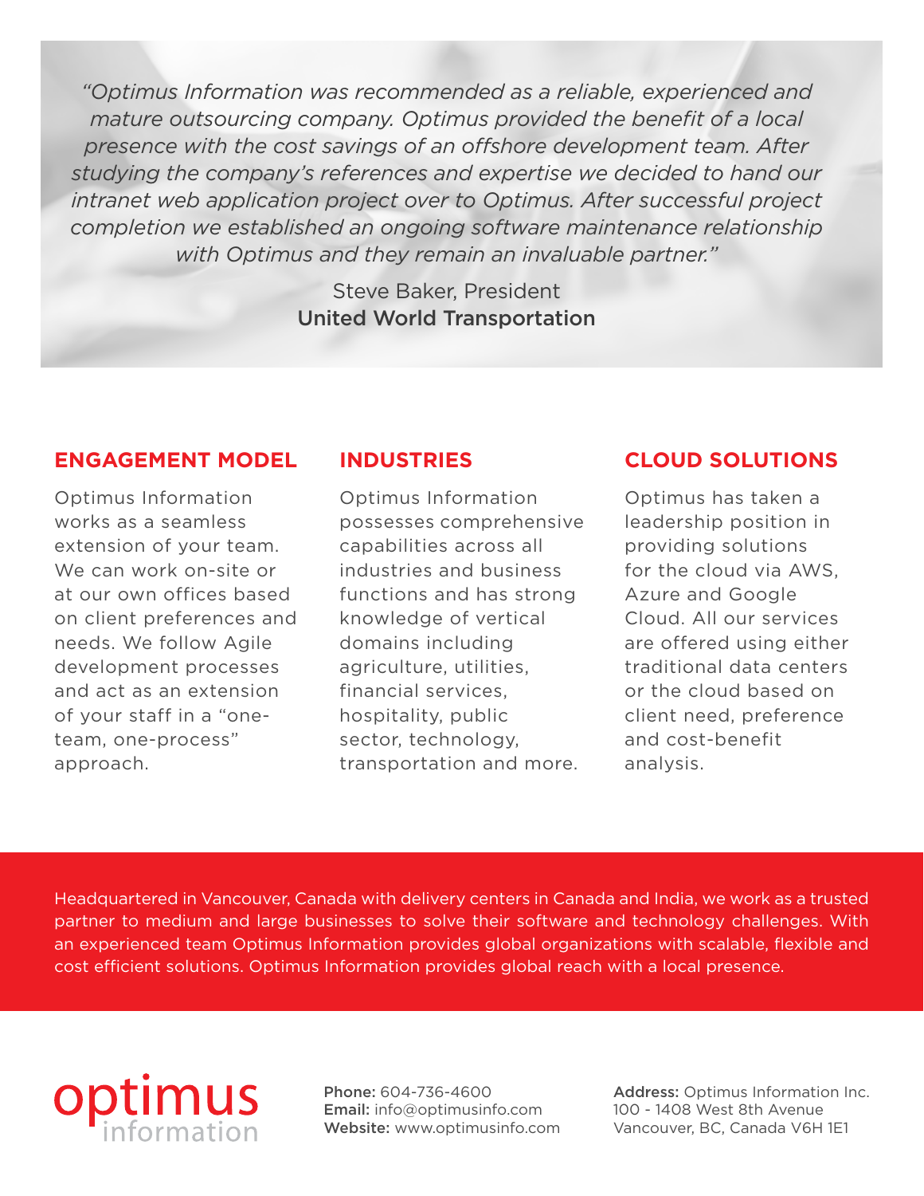*"Optimus Information was recommended as a reliable, experienced and mature outsourcing company. Optimus provided the benefit of a local presence with the cost savings of an offshore development team. After studying the company's references and expertise we decided to hand our intranet web application project over to Optimus. After successful project completion we established an ongoing software maintenance relationship with Optimus and they remain an invaluable partner."*

Steve Baker, President
**United World Transportation**

## ENGAGEMENT MODEL

Optimus Information works as a seamless extension of your team. We can work on-site or at our own offices based on client preferences and needs. We follow Agile development processes and act as an extension of your staff in a "one-team, one-process" approach.

## INDUSTRIES

Optimus Information possesses comprehensive capabilities across all industries and business functions and has strong knowledge of vertical domains including agriculture, utilities, financial services, hospitality, public sector, technology, transportation and more.

## CLOUD SOLUTIONS

Optimus has taken a leadership position in providing solutions for the cloud via AWS, Azure and Google Cloud. All our services are offered using either traditional data centers or the cloud based on client need, preference and cost-benefit analysis.

Headquartered in Vancouver, Canada with delivery centers in Canada and India, we work as a trusted partner to medium and large businesses to solve their software and technology challenges. With an experienced team Optimus Information provides global organizations with scalable, flexible and cost efficient solutions. Optimus Information provides global reach with a local presence.

optimus information

**Phone:** 604-736-4600
**Email:** info@optimusinfo.com
**Website:** www.optimusinfo.com

**Address:** Optimus Information Inc.
100 - 1408 West 8th Avenue
Vancouver, BC, Canada V6H 1E1